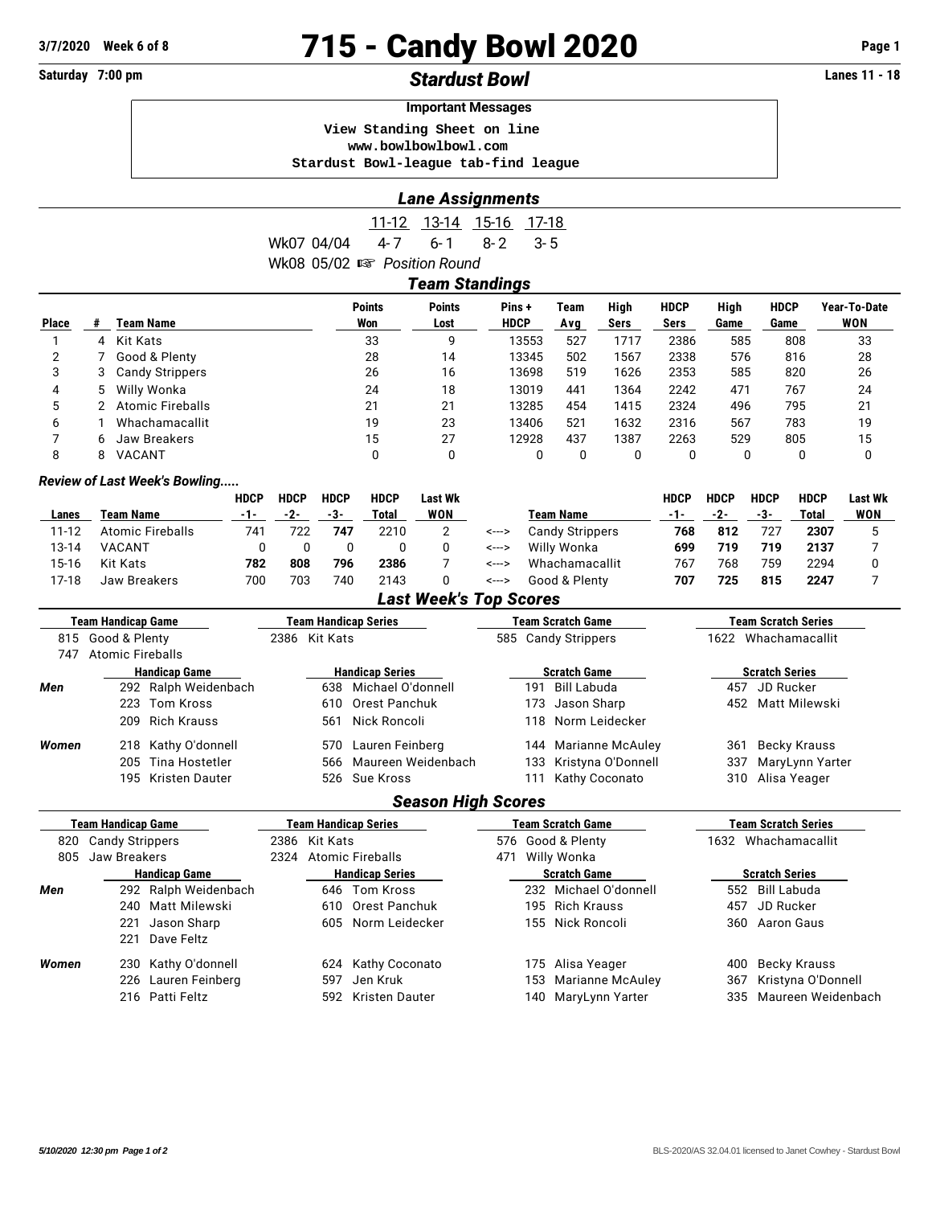3/7/2020 Week 6 of 8

# 715 - Candy Bowl 2020

Saturday 7:00 pm

## *Stardust Bowl*

Lanes 11 - 18

**Important Messages**

```
View Standing Sheet on line
www.bowlbowlbowl.com
Stardust Bowl-league tab-find league
```

## *Lane Assignments*

| | 11-12 | 13-14 | 15-16 | 17-18 |
|---|---|---|---|---|
| Wk07 04/04 | 4- 7 | 6- 1 | 8- 2 | 3- 5 |
| Wk08 05/02 ☞ *Position Round* | | | | |

## *Team Standings*

| Place | # | Team Name | Points Won | Points Lost | Pins + HDCP | Team Avg | High Sers | HDCP Sers | High Game | HDCP Game | Year-To-Date WON |
|---|---|---|---|---|---|---|---|---|---|---|---|
| 1 | 4 | Kit Kats | 33 | 9 | 13553 | 527 | 1717 | 2386 | 585 | 808 | 33 |
| 2 | 7 | Good & Plenty | 28 | 14 | 13345 | 502 | 1567 | 2338 | 576 | 816 | 28 |
| 3 | 3 | Candy Strippers | 26 | 16 | 13698 | 519 | 1626 | 2353 | 585 | 820 | 26 |
| 4 | 5 | Willy Wonka | 24 | 18 | 13019 | 441 | 1364 | 2242 | 471 | 767 | 24 |
| 5 | 2 | Atomic Fireballs | 21 | 21 | 13285 | 454 | 1415 | 2324 | 496 | 795 | 21 |
| 6 | 1 | Whachamacallit | 19 | 23 | 13406 | 521 | 1632 | 2316 | 567 | 783 | 19 |
| 7 | 6 | Jaw Breakers | 15 | 27 | 12928 | 437 | 1387 | 2263 | 529 | 805 | 15 |
| 8 | 8 | VACANT | 0 | 0 | 0 | 0 | 0 | 0 | 0 | 0 | 0 |

### *Review of Last Week's Bowling.....*

| Lanes | Team Name | HDCP -1- | HDCP -2- | HDCP -3- | HDCP Total | Last Wk WON | | Team Name | HDCP -1- | HDCP -2- | HDCP -3- | HDCP Total | Last Wk WON |
|---|---|---|---|---|---|---|---|---|---|---|---|---|---|
| 11-12 | Atomic Fireballs | 741 | 722 | **747** | 2210 | 2 | <---> | Candy Strippers | **768** | **812** | 727 | **2307** | 5 |
| 13-14 | VACANT | 0 | 0 | 0 | 0 | 0 | <---> | Willy Wonka | **699** | **719** | **719** | **2137** | 7 |
| 15-16 | Kit Kats | **782** | **808** | **796** | **2386** | 7 | <---> | Whachamacallit | 767 | 768 | 759 | 2294 | 0 |
| 17-18 | Jaw Breakers | 700 | 703 | 740 | 2143 | 0 | <---> | Good & Plenty | **707** | **725** | **815** | **2247** | 7 |

## *Last Week's Top Scores*

| | Team Handicap Game | Team Handicap Series | Team Scratch Game | Team Scratch Series |
|---|---|---|---|---|
| | 815 Good & Plenty | 2386 Kit Kats | 585 Candy Strippers | 1622 Whachamacallit |
| | 747 Atomic Fireballs | | | |
| | **Handicap Game** | **Handicap Series** | **Scratch Game** | **Scratch Series** |
| ***Men*** | 292 Ralph Weidenbach | 638 Michael O'donnell | 191 Bill Labuda | 457 JD Rucker |
| | 223 Tom Kross | 610 Orest Panchuk | 173 Jason Sharp | 452 Matt Milewski |
| | 209 Rich Krauss | 561 Nick Roncoli | 118 Norm Leidecker | |
| ***Women*** | 218 Kathy O'donnell | 570 Lauren Feinberg | 144 Marianne McAuley | 361 Becky Krauss |
| | 205 Tina Hostetler | 566 Maureen Weidenbach | 133 Kristyna O'Donnell | 337 MaryLynn Yarter |
| | 195 Kristen Dauter | 526 Sue Kross | 111 Kathy Coconato | 310 Alisa Yeager |

## *Season High Scores*

| | Team Handicap Game | Team Handicap Series | Team Scratch Game | Team Scratch Series |
|---|---|---|---|---|
| | 820 Candy Strippers | 2386 Kit Kats | 576 Good & Plenty | 1632 Whachamacallit |
| | 805 Jaw Breakers | 2324 Atomic Fireballs | 471 Willy Wonka | |
| | **Handicap Game** | **Handicap Series** | **Scratch Game** | **Scratch Series** |
| ***Men*** | 292 Ralph Weidenbach | 646 Tom Kross | 232 Michael O'donnell | 552 Bill Labuda |
| | 240 Matt Milewski | 610 Orest Panchuk | 195 Rich Krauss | 457 JD Rucker |
| | 221 Jason Sharp | 605 Norm Leidecker | 155 Nick Roncoli | 360 Aaron Gaus |
| | 221 Dave Feltz | | | |
| ***Women*** | 230 Kathy O'donnell | 624 Kathy Coconato | 175 Alisa Yeager | 400 Becky Krauss |
| | 226 Lauren Feinberg | 597 Jen Kruk | 153 Marianne McAuley | 367 Kristyna O'Donnell |
| | 216 Patti Feltz | 592 Kristen Dauter | 140 MaryLynn Yarter | 335 Maureen Weidenbach |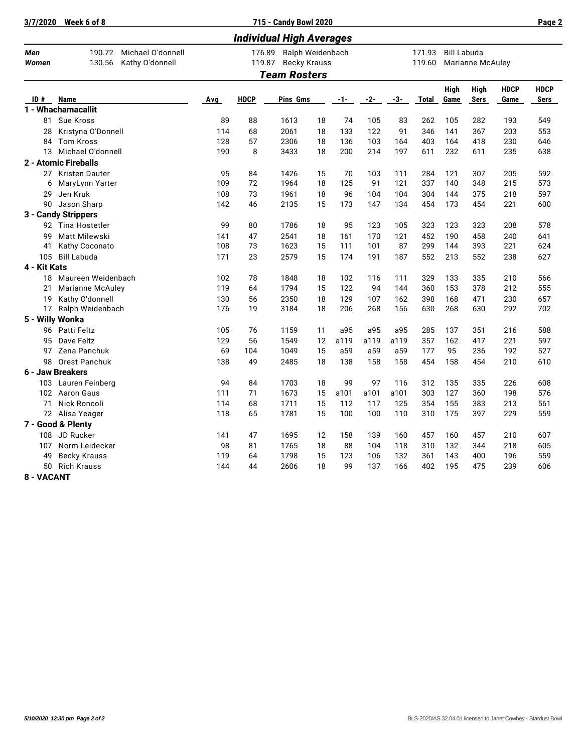## Individual High Averages

| | | | |
|---|---|---|---|
| **Men** | 190.72 Michael O'donnell | 176.89 Ralph Weidenbach | 171.93 Bill Labuda |
| **Women** | 130.56 Kathy O'donnell | 119.87 Becky Krauss | 119.60 Marianne McAuley |

## Team Rosters

| ID # | Name | Avg | HDCP | Pins | Gms | -1- | -2- | -3- | Total | High Game | High Sers | HDCP Game | HDCP Sers |
|---|---|---|---|---|---|---|---|---|---|---|---|---|---|
| **1 - Whachamacallit** | | | | | | | | | | | | | |
| 81 | Sue Kross | 89 | 88 | 1613 | 18 | 74 | 105 | 83 | 262 | 105 | 282 | 193 | 549 |
| 28 | Kristyna O'Donnell | 114 | 68 | 2061 | 18 | 133 | 122 | 91 | 346 | 141 | 367 | 203 | 553 |
| 84 | Tom Kross | 128 | 57 | 2306 | 18 | 136 | 103 | 164 | 403 | 164 | 418 | 230 | 646 |
| 13 | Michael O'donnell | 190 | 8 | 3433 | 18 | 200 | 214 | 197 | 611 | 232 | 611 | 235 | 638 |
| **2 - Atomic Fireballs** | | | | | | | | | | | | | |
| 27 | Kristen Dauter | 95 | 84 | 1426 | 15 | 70 | 103 | 111 | 284 | 121 | 307 | 205 | 592 |
| 6 | MaryLynn Yarter | 109 | 72 | 1964 | 18 | 125 | 91 | 121 | 337 | 140 | 348 | 215 | 573 |
| 29 | Jen Kruk | 108 | 73 | 1961 | 18 | 96 | 104 | 104 | 304 | 144 | 375 | 218 | 597 |
| 90 | Jason Sharp | 142 | 46 | 2135 | 15 | 173 | 147 | 134 | 454 | 173 | 454 | 221 | 600 |
| **3 - Candy Strippers** | | | | | | | | | | | | | |
| 92 | Tina Hostetler | 99 | 80 | 1786 | 18 | 95 | 123 | 105 | 323 | 123 | 323 | 208 | 578 |
| 99 | Matt Milewski | 141 | 47 | 2541 | 18 | 161 | 170 | 121 | 452 | 190 | 458 | 240 | 641 |
| 41 | Kathy Coconato | 108 | 73 | 1623 | 15 | 111 | 101 | 87 | 299 | 144 | 393 | 221 | 624 |
| 105 | Bill Labuda | 171 | 23 | 2579 | 15 | 174 | 191 | 187 | 552 | 213 | 552 | 238 | 627 |
| **4 - Kit Kats** | | | | | | | | | | | | | |
| 18 | Maureen Weidenbach | 102 | 78 | 1848 | 18 | 102 | 116 | 111 | 329 | 133 | 335 | 210 | 566 |
| 21 | Marianne McAuley | 119 | 64 | 1794 | 15 | 122 | 94 | 144 | 360 | 153 | 378 | 212 | 555 |
| 19 | Kathy O'donnell | 130 | 56 | 2350 | 18 | 129 | 107 | 162 | 398 | 168 | 471 | 230 | 657 |
| 17 | Ralph Weidenbach | 176 | 19 | 3184 | 18 | 206 | 268 | 156 | 630 | 268 | 630 | 292 | 702 |
| **5 - Willy Wonka** | | | | | | | | | | | | | |
| 96 | Patti Feltz | 105 | 76 | 1159 | 11 | a95 | a95 | a95 | 285 | 137 | 351 | 216 | 588 |
| 95 | Dave Feltz | 129 | 56 | 1549 | 12 | a119 | a119 | a119 | 357 | 162 | 417 | 221 | 597 |
| 97 | Zena Panchuk | 69 | 104 | 1049 | 15 | a59 | a59 | a59 | 177 | 95 | 236 | 192 | 527 |
| 98 | Orest Panchuk | 138 | 49 | 2485 | 18 | 138 | 158 | 158 | 454 | 158 | 454 | 210 | 610 |
| **6 - Jaw Breakers** | | | | | | | | | | | | | |
| 103 | Lauren Feinberg | 94 | 84 | 1703 | 18 | 99 | 97 | 116 | 312 | 135 | 335 | 226 | 608 |
| 102 | Aaron Gaus | 111 | 71 | 1673 | 15 | a101 | a101 | a101 | 303 | 127 | 360 | 198 | 576 |
| 71 | Nick Roncoli | 114 | 68 | 1711 | 15 | 112 | 117 | 125 | 354 | 155 | 383 | 213 | 561 |
| 72 | Alisa Yeager | 118 | 65 | 1781 | 15 | 100 | 100 | 110 | 310 | 175 | 397 | 229 | 559 |
| **7 - Good & Plenty** | | | | | | | | | | | | | |
| 108 | JD Rucker | 141 | 47 | 1695 | 12 | 158 | 139 | 160 | 457 | 160 | 457 | 210 | 607 |
| 107 | Norm Leidecker | 98 | 81 | 1765 | 18 | 88 | 104 | 118 | 310 | 132 | 344 | 218 | 605 |
| 49 | Becky Krauss | 119 | 64 | 1798 | 15 | 123 | 106 | 132 | 361 | 143 | 400 | 196 | 559 |
| 50 | Rich Krauss | 144 | 44 | 2606 | 18 | 99 | 137 | 166 | 402 | 195 | 475 | 239 | 606 |
| **8 - VACANT** | | | | | | | | | | | | | |